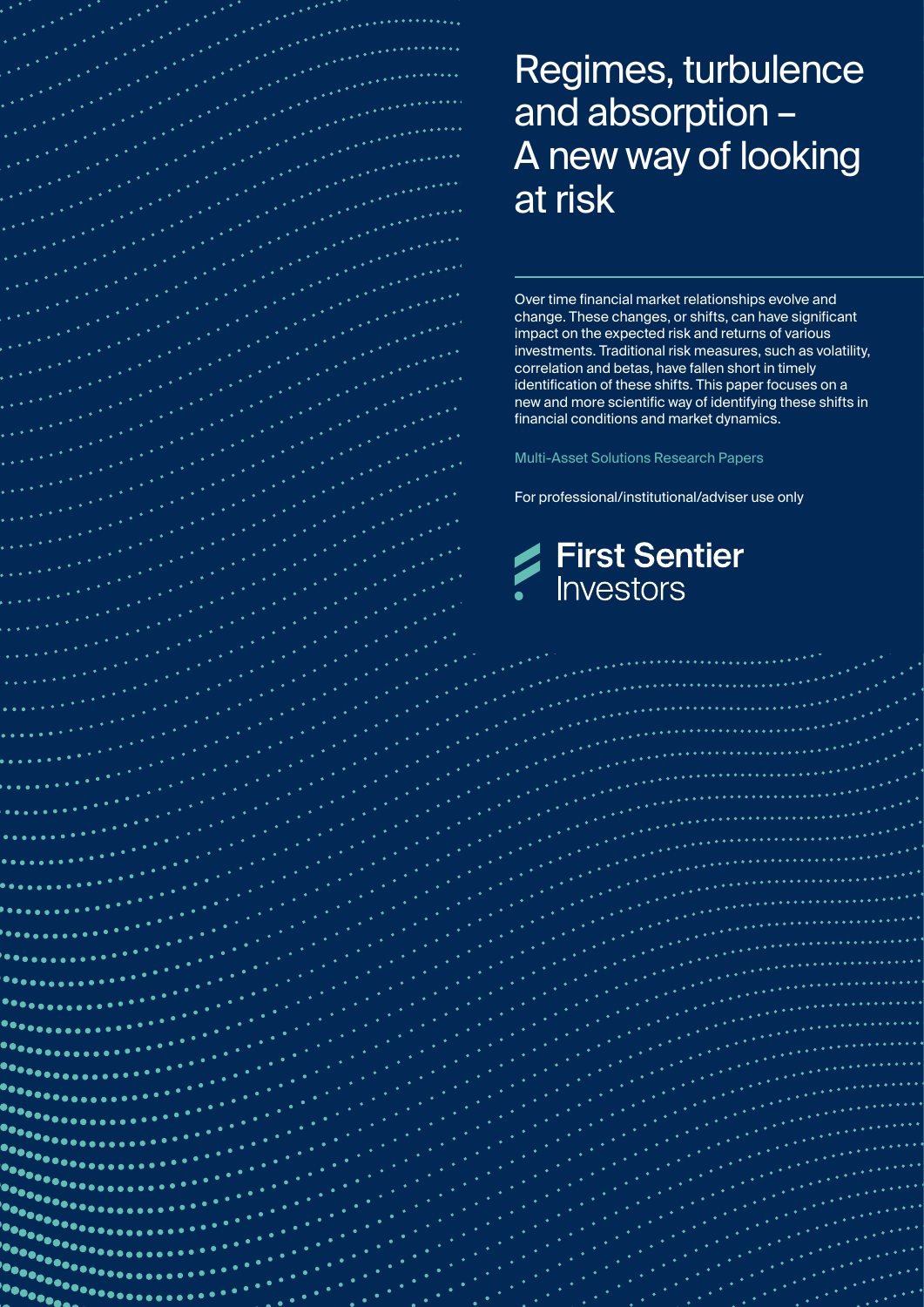# Regimes, turbulence and absorption – A new way of looking at risk

Over time financial market relationships evolve and change. These changes, or shifts, can have significant impact on the expected risk and returns of various investments. Traditional risk measures, such as volatility, correlation and betas, have fallen short in timely identification of these shifts. This paper focuses on a new and more scientific way of identifying these shifts in financial conditions and market dynamics.

Multi-Asset Solutions Research Papers

For professional/institutional/adviser use only

First Sentier Investors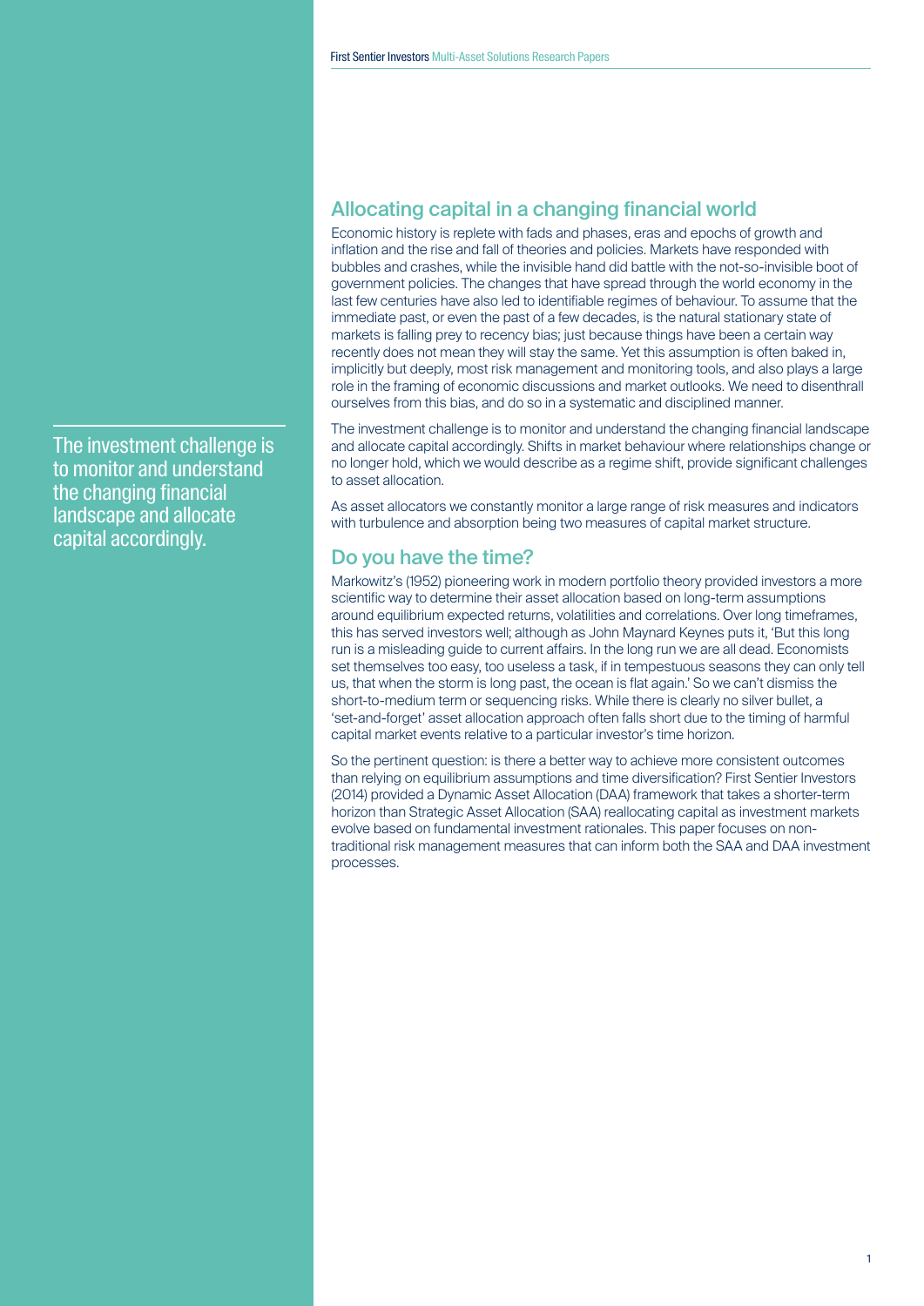The investment challenge is to monitor and understand the changing financial landscape and allocate capital accordingly.

## Allocating capital in a changing financial world

Economic history is replete with fads and phases, eras and epochs of growth and inflation and the rise and fall of theories and policies. Markets have responded with bubbles and crashes, while the invisible hand did battle with the not-so-invisible boot of government policies. The changes that have spread through the world economy in the last few centuries have also led to identifiable regimes of behaviour. To assume that the immediate past, or even the past of a few decades, is the natural stationary state of markets is falling prey to recency bias; just because things have been a certain way recently does not mean they will stay the same. Yet this assumption is often baked in, implicitly but deeply, most risk management and monitoring tools, and also plays a large role in the framing of economic discussions and market outlooks. We need to disenthrall ourselves from this bias, and do so in a systematic and disciplined manner.

The investment challenge is to monitor and understand the changing financial landscape and allocate capital accordingly. Shifts in market behaviour where relationships change or no longer hold, which we would describe as a regime shift, provide significant challenges to asset allocation.

As asset allocators we constantly monitor a large range of risk measures and indicators with turbulence and absorption being two measures of capital market structure.

## Do you have the time?

Markowitz's (1952) pioneering work in modern portfolio theory provided investors a more scientific way to determine their asset allocation based on long-term assumptions around equilibrium expected returns, volatilities and correlations. Over long timeframes, this has served investors well; although as John Maynard Keynes puts it, 'But this long run is a misleading guide to current affairs. In the long run we are all dead. Economists set themselves too easy, too useless a task, if in tempestuous seasons they can only tell us, that when the storm is long past, the ocean is flat again.' So we can't dismiss the short-to-medium term or sequencing risks. While there is clearly no silver bullet, a 'set-and-forget' asset allocation approach often falls short due to the timing of harmful capital market events relative to a particular investor's time horizon.

So the pertinent question: is there a better way to achieve more consistent outcomes than relying on equilibrium assumptions and time diversification? First Sentier Investors (2014) provided a Dynamic Asset Allocation (DAA) framework that takes a shorter-term horizon than Strategic Asset Allocation (SAA) reallocating capital as investment markets evolve based on fundamental investment rationales. This paper focuses on non-traditional risk management measures that can inform both the SAA and DAA investment processes.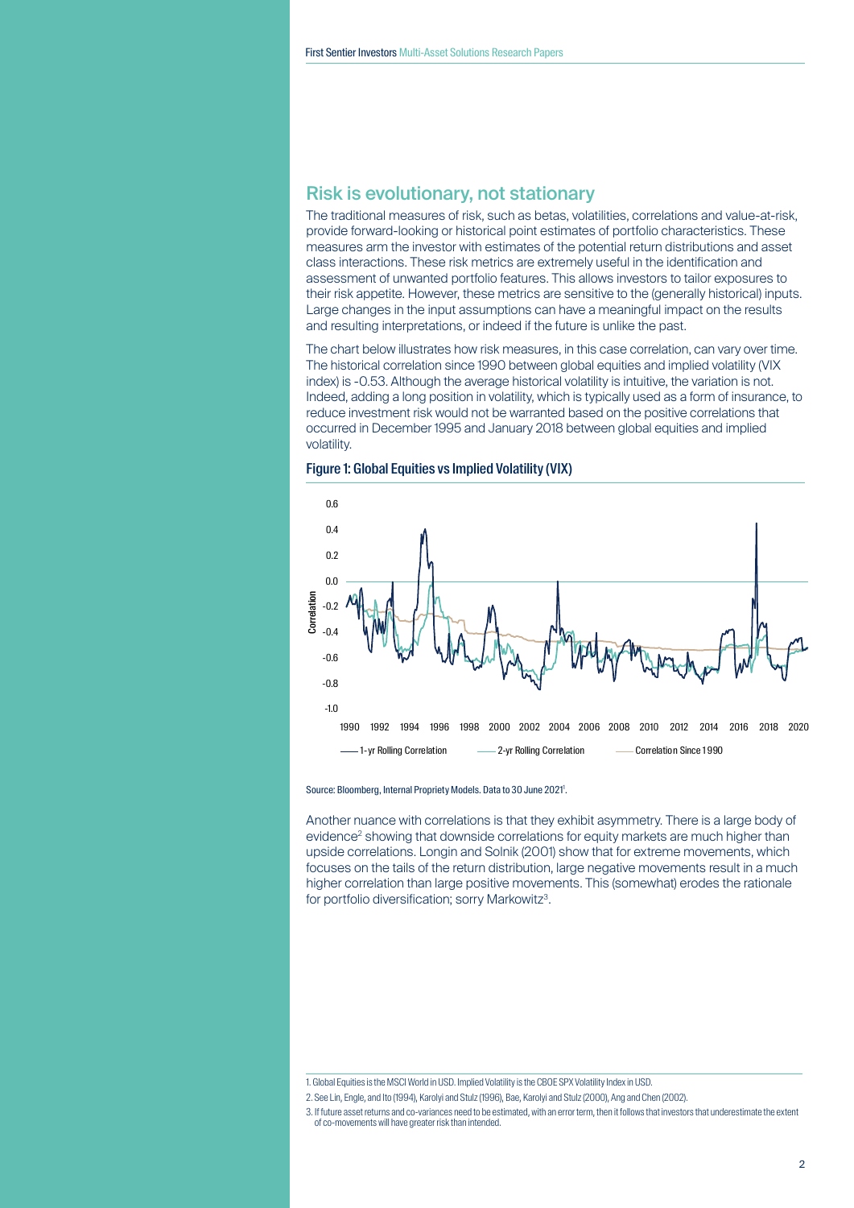## Risk is evolutionary, not stationary

The traditional measures of risk, such as betas, volatilities, correlations and value-at-risk, provide forward-looking or historical point estimates of portfolio characteristics. These measures arm the investor with estimates of the potential return distributions and asset class interactions. These risk metrics are extremely useful in the identification and assessment of unwanted portfolio features. This allows investors to tailor exposures to their risk appetite. However, these metrics are sensitive to the (generally historical) inputs. Large changes in the input assumptions can have a meaningful impact on the results and resulting interpretations, or indeed if the future is unlike the past.

The chart below illustrates how risk measures, in this case correlation, can vary over time. The historical correlation since 1990 between global equities and implied volatility (VIX index) is -0.53. Although the average historical volatility is intuitive, the variation is not. Indeed, adding a long position in volatility, which is typically used as a form of insurance, to reduce investment risk would not be warranted based on the positive correlations that occurred in December 1995 and January 2018 between global equities and implied volatility.

**Figure 1: Global Equities vs Implied Volatility (VIX)**

Source: Bloomberg, Internal Propriety Models. Data to 30 June 2021[1].

Another nuance with correlations is that they exhibit asymmetry. There is a large body of evidence[2] showing that downside correlations for equity markets are much higher than upside correlations. Longin and Solnik (2001) show that for extreme movements, which focuses on the tails of the return distribution, large negative movements result in a much higher correlation than large positive movements. This (somewhat) erodes the rationale for portfolio diversification; sorry Markowitz[3].

1. Global Equities is the MSCI World in USD. Implied Volatility is the CBOE SPX Volatility Index in USD.

2. See Lin, Engle, and Ito (1994), Karolyi and Stulz (1996), Bae, Karolyi and Stulz (2000), Ang and Chen (2002).

3. If future asset returns and co-variances need to be estimated, with an error term, then it follows that investors that underestimate the extent of co-movements will have greater risk than intended.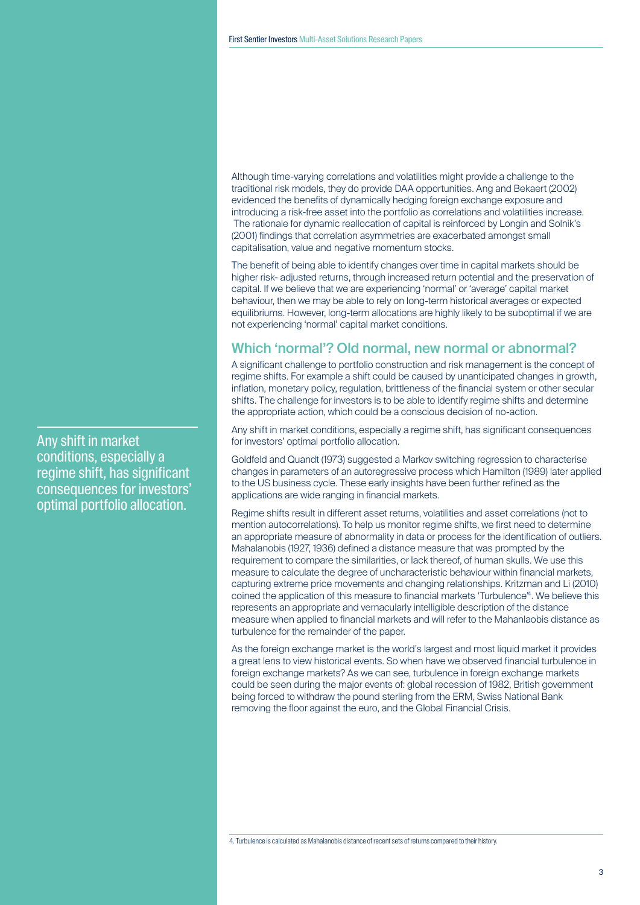Although time-varying correlations and volatilities might provide a challenge to the traditional risk models, they do provide DAA opportunities. Ang and Bekaert (2002) evidenced the benefits of dynamically hedging foreign exchange exposure and introducing a risk-free asset into the portfolio as correlations and volatilities increase. The rationale for dynamic reallocation of capital is reinforced by Longin and Solnik's (2001) findings that correlation asymmetries are exacerbated amongst small capitalisation, value and negative momentum stocks.

The benefit of being able to identify changes over time in capital markets should be higher risk- adjusted returns, through increased return potential and the preservation of capital. If we believe that we are experiencing 'normal' or 'average' capital market behaviour, then we may be able to rely on long-term historical averages or expected equilibriums. However, long-term allocations are highly likely to be suboptimal if we are not experiencing 'normal' capital market conditions.

## Which 'normal'? Old normal, new normal or abnormal?

A significant challenge to portfolio construction and risk management is the concept of regime shifts. For example a shift could be caused by unanticipated changes in growth, inflation, monetary policy, regulation, brittleness of the financial system or other secular shifts. The challenge for investors is to be able to identify regime shifts and determine the appropriate action, which could be a conscious decision of no-action.

Any shift in market conditions, especially a regime shift, has significant consequences for investors' optimal portfolio allocation.

> Any shift in market conditions, especially a regime shift, has significant consequences for investors' optimal portfolio allocation.

Goldfeld and Quandt (1973) suggested a Markov switching regression to characterise changes in parameters of an autoregressive process which Hamilton (1989) later applied to the US business cycle. These early insights have been further refined as the applications are wide ranging in financial markets.

Regime shifts result in different asset returns, volatilities and asset correlations (not to mention autocorrelations). To help us monitor regime shifts, we first need to determine an appropriate measure of abnormality in data or process for the identification of outliers. Mahalanobis (1927, 1936) defined a distance measure that was prompted by the requirement to compare the similarities, or lack thereof, of human skulls. We use this measure to calculate the degree of uncharacteristic behaviour within financial markets, capturing extreme price movements and changing relationships. Kritzman and Li (2010) coined the application of this measure to financial markets 'Turbulence'[4]. We believe this represents an appropriate and vernacularly intelligible description of the distance measure when applied to financial markets and will refer to the Mahanlaobis distance as turbulence for the remainder of the paper.

As the foreign exchange market is the world's largest and most liquid market it provides a great lens to view historical events. So when have we observed financial turbulence in foreign exchange markets? As we can see, turbulence in foreign exchange markets could be seen during the major events of: global recession of 1982, British government being forced to withdraw the pound sterling from the ERM, Swiss National Bank removing the floor against the euro, and the Global Financial Crisis.

4. Turbulence is calculated as Mahalanobis distance of recent sets of returns compared to their history.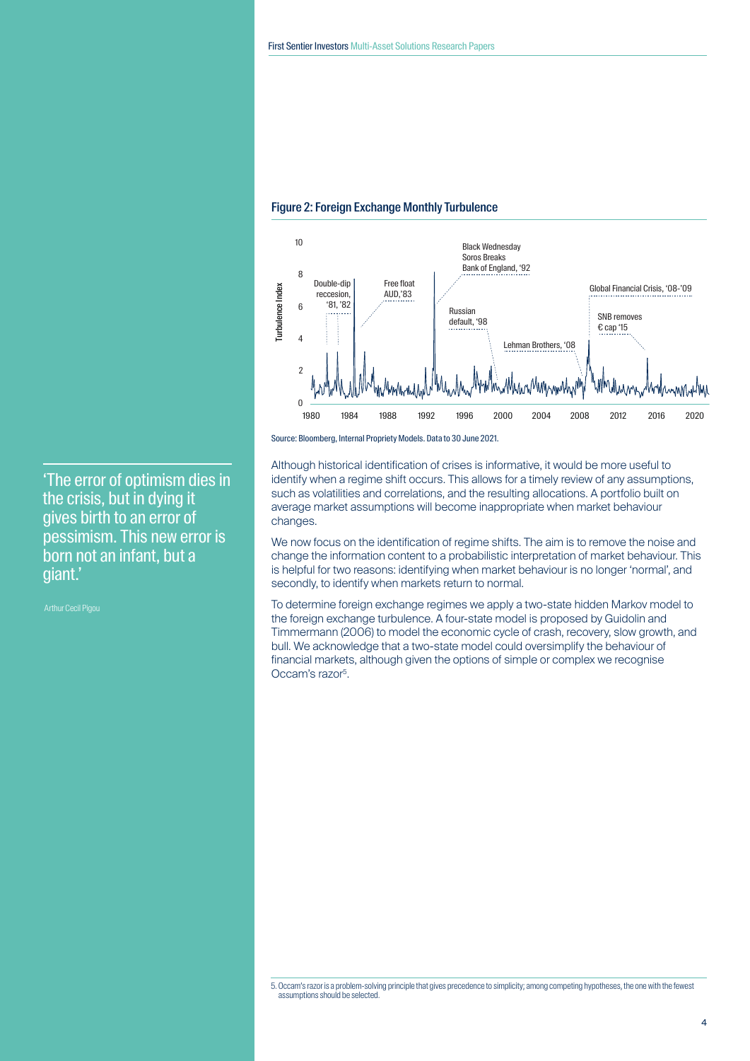### Figure 2: Foreign Exchange Monthly Turbulence

Source: Bloomberg, Internal Propriety Models. Data to 30 June 2021.

> 'The error of optimism dies in the crisis, but in dying it gives birth to an error of pessimism. This new error is born not an infant, but a giant.'
>
> Arthur Cecil Pigou

Although historical identification of crises is informative, it would be more useful to identify when a regime shift occurs. This allows for a timely review of any assumptions, such as volatilities and correlations, and the resulting allocations. A portfolio built on average market assumptions will become inappropriate when market behaviour changes.

We now focus on the identification of regime shifts. The aim is to remove the noise and change the information content to a probabilistic interpretation of market behaviour. This is helpful for two reasons: identifying when market behaviour is no longer 'normal', and secondly, to identify when markets return to normal.

To determine foreign exchange regimes we apply a two-state hidden Markov model to the foreign exchange turbulence. A four-state model is proposed by Guidolin and Timmermann (2006) to model the economic cycle of crash, recovery, slow growth, and bull. We acknowledge that a two-state model could oversimplify the behaviour of financial markets, although given the options of simple or complex we recognise Occam's razor[5].

5. Occam's razor is a problem-solving principle that gives precedence to simplicity; among competing hypotheses, the one with the fewest assumptions should be selected.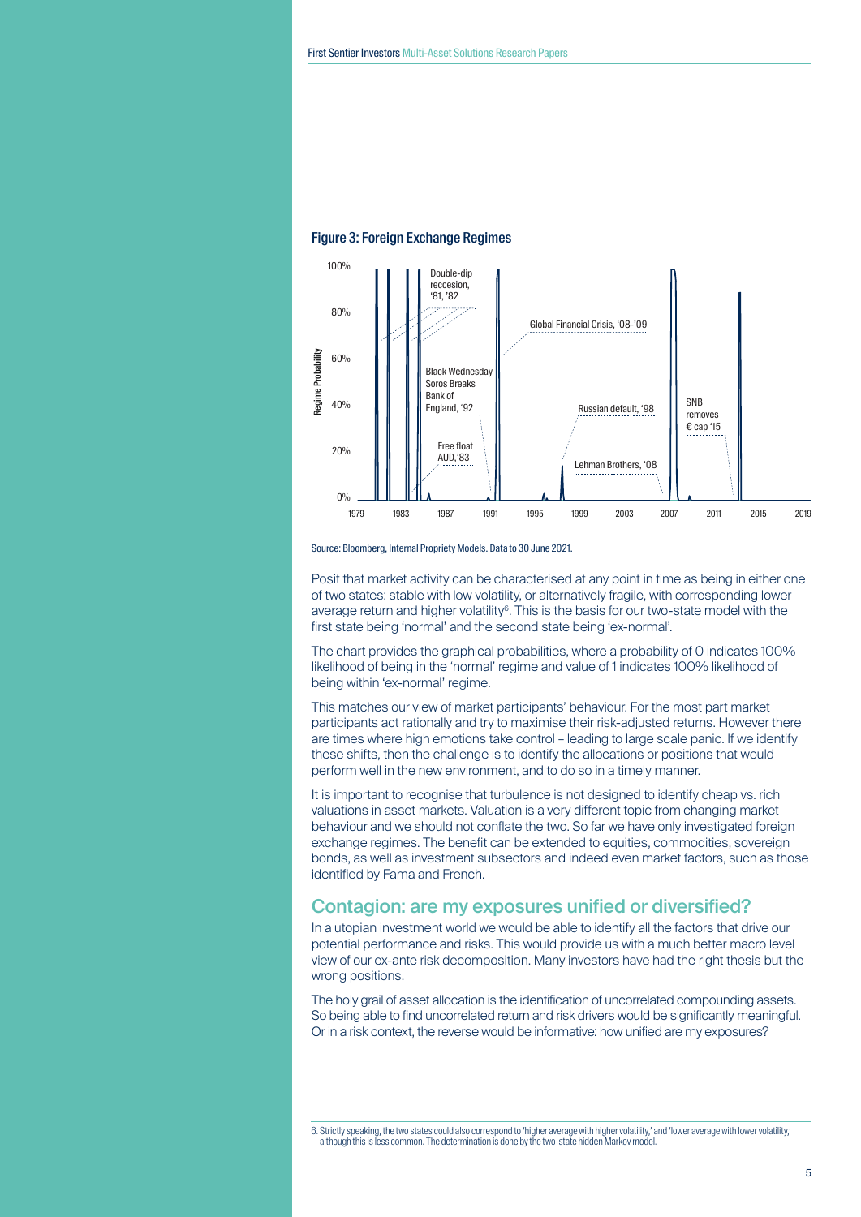### Figure 3: Foreign Exchange Regimes

Source: Bloomberg, Internal Propriety Models. Data to 30 June 2021.

Posit that market activity can be characterised at any point in time as being in either one of two states: stable with low volatility, or alternatively fragile, with corresponding lower average return and higher volatility[6]. This is the basis for our two-state model with the first state being 'normal' and the second state being 'ex-normal'.

The chart provides the graphical probabilities, where a probability of 0 indicates 100% likelihood of being in the 'normal' regime and value of 1 indicates 100% likelihood of being within 'ex-normal' regime.

This matches our view of market participants' behaviour. For the most part market participants act rationally and try to maximise their risk-adjusted returns. However there are times where high emotions take control – leading to large scale panic. If we identify these shifts, then the challenge is to identify the allocations or positions that would perform well in the new environment, and to do so in a timely manner.

It is important to recognise that turbulence is not designed to identify cheap vs. rich valuations in asset markets. Valuation is a very different topic from changing market behaviour and we should not conflate the two. So far we have only investigated foreign exchange regimes. The benefit can be extended to equities, commodities, sovereign bonds, as well as investment subsectors and indeed even market factors, such as those identified by Fama and French.

## Contagion: are my exposures unified or diversified?

In a utopian investment world we would be able to identify all the factors that drive our potential performance and risks. This would provide us with a much better macro level view of our ex-ante risk decomposition. Many investors have had the right thesis but the wrong positions.

The holy grail of asset allocation is the identification of uncorrelated compounding assets. So being able to find uncorrelated return and risk drivers would be significantly meaningful. Or in a risk context, the reverse would be informative: how unified are my exposures?

6. Strictly speaking, the two states could also correspond to 'higher average with higher volatility,' and 'lower average with lower volatility,' although this is less common. The determination is done by the two-state hidden Markov model.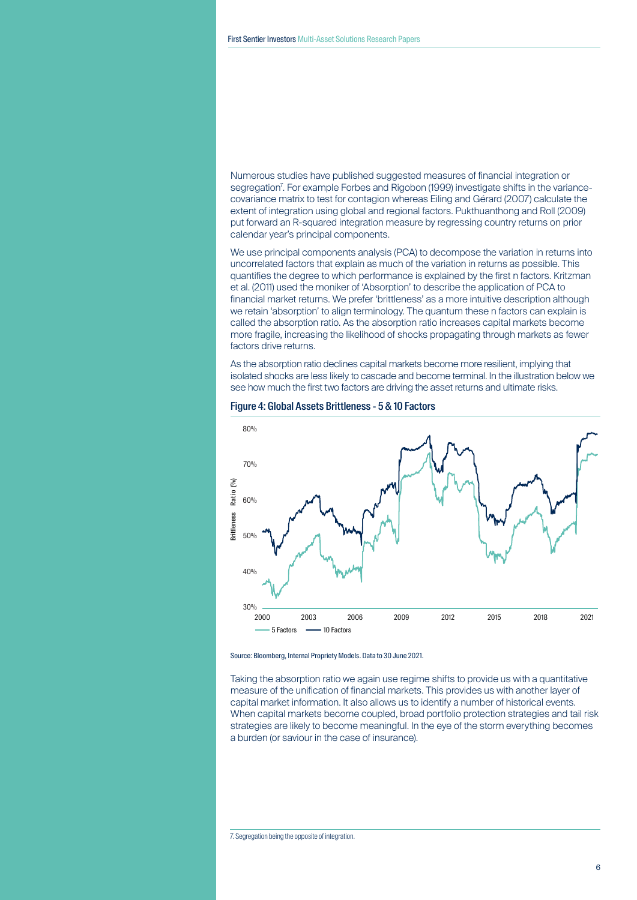Numerous studies have published suggested measures of financial integration or segregation[7]. For example Forbes and Rigobon (1999) investigate shifts in the variance-covariance matrix to test for contagion whereas Eiling and Gérard (2007) calculate the extent of integration using global and regional factors. Pukthuanthong and Roll (2009) put forward an R-squared integration measure by regressing country returns on prior calendar year's principal components.

We use principal components analysis (PCA) to decompose the variation in returns into uncorrelated factors that explain as much of the variation in returns as possible. This quantifies the degree to which performance is explained by the first n factors. Kritzman et al. (2011) used the moniker of 'Absorption' to describe the application of PCA to financial market returns. We prefer 'brittleness' as a more intuitive description although we retain 'absorption' to align terminology. The quantum these n factors can explain is called the absorption ratio. As the absorption ratio increases capital markets become more fragile, increasing the likelihood of shocks propagating through markets as fewer factors drive returns.

As the absorption ratio declines capital markets become more resilient, implying that isolated shocks are less likely to cascade and become terminal. In the illustration below we see how much the first two factors are driving the asset returns and ultimate risks.

**Figure 4: Global Assets Brittleness - 5 & 10 Factors**

Source: Bloomberg, Internal Propriety Models. Data to 30 June 2021.

Taking the absorption ratio we again use regime shifts to provide us with a quantitative measure of the unification of financial markets. This provides us with another layer of capital market information. It also allows us to identify a number of historical events. When capital markets become coupled, broad portfolio protection strategies and tail risk strategies are likely to become meaningful. In the eye of the storm everything becomes a burden (or saviour in the case of insurance).

7. Segregation being the opposite of integration.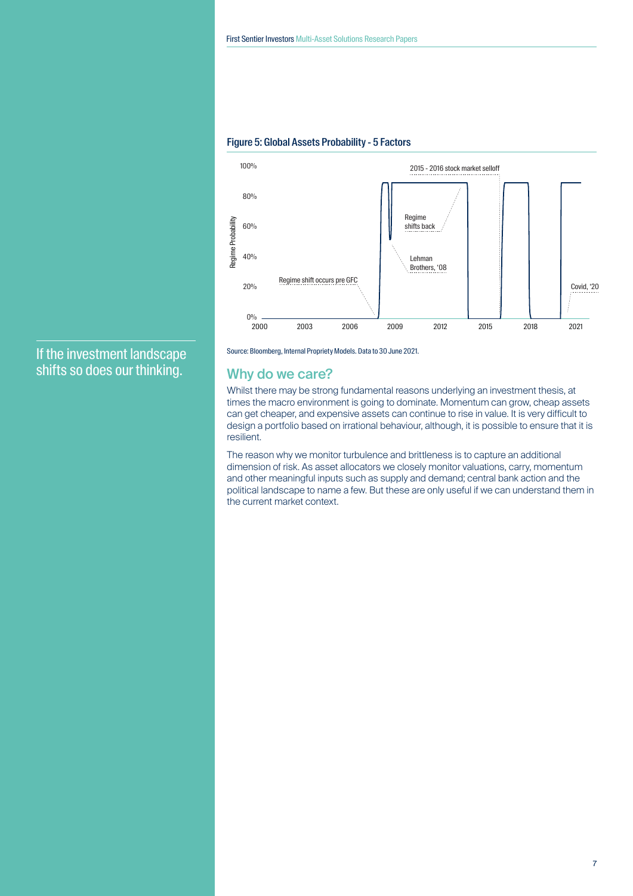**Figure 5: Global Assets Probability - 5 Factors**

Source: Bloomberg, Internal Propriety Models. Data to 30 June 2021.

If the investment landscape shifts so does our thinking.

## Why do we care?

Whilst there may be strong fundamental reasons underlying an investment thesis, at times the macro environment is going to dominate. Momentum can grow, cheap assets can get cheaper, and expensive assets can continue to rise in value. It is very difficult to design a portfolio based on irrational behaviour, although, it is possible to ensure that it is resilient.

The reason why we monitor turbulence and brittleness is to capture an additional dimension of risk. As asset allocators we closely monitor valuations, carry, momentum and other meaningful inputs such as supply and demand; central bank action and the political landscape to name a few. But these are only useful if we can understand them in the current market context.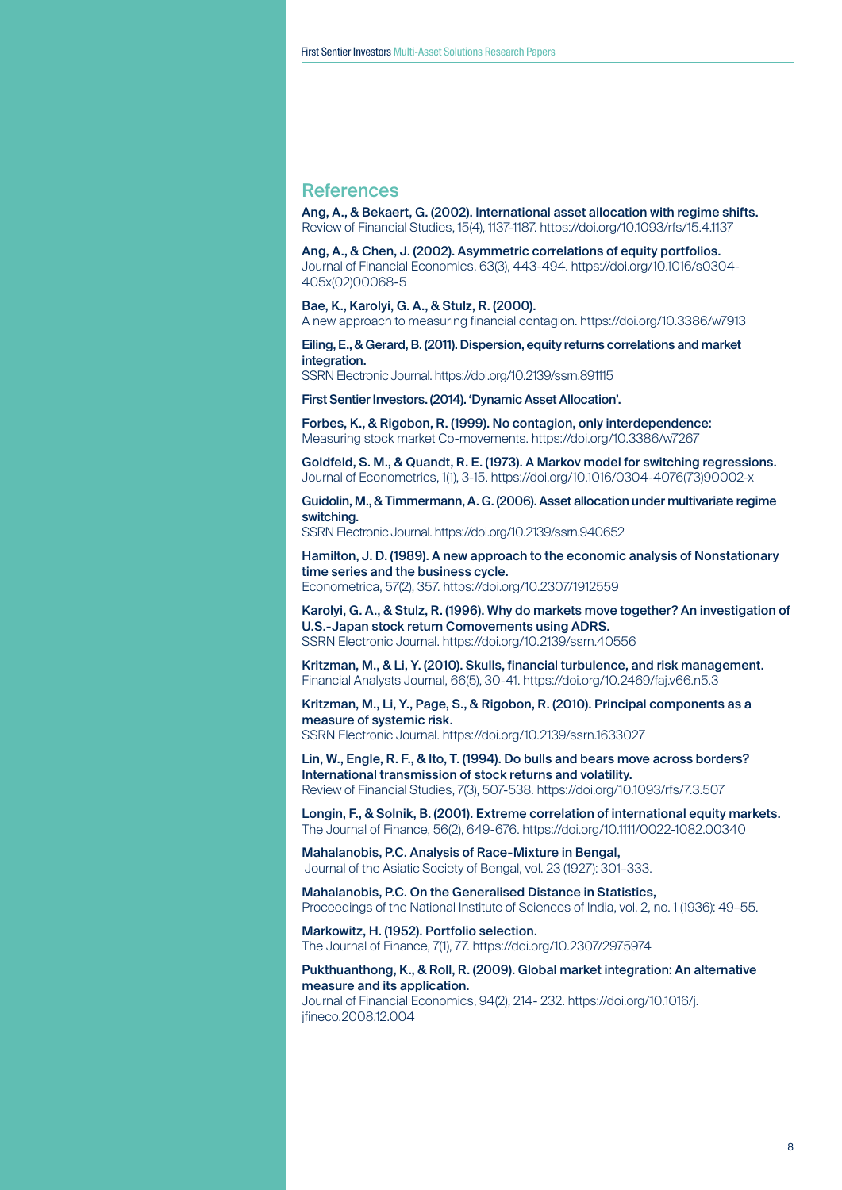## References

**Ang, A., & Bekaert, G. (2002). International asset allocation with regime shifts.**
Review of Financial Studies, 15(4), 1137-1187. https://doi.org/10.1093/rfs/15.4.1137

**Ang, A., & Chen, J. (2002). Asymmetric correlations of equity portfolios.**
Journal of Financial Economics, 63(3), 443-494. https://doi.org/10.1016/s0304-405x(02)00068-5

**Bae, K., Karolyi, G. A., & Stulz, R. (2000).**
A new approach to measuring financial contagion. https://doi.org/10.3386/w7913

**Eiling, E., & Gerard, B. (2011). Dispersion, equity returns correlations and market integration.**
SSRN Electronic Journal. https://doi.org/10.2139/ssrn.891115

**First Sentier Investors. (2014). 'Dynamic Asset Allocation'.**

**Forbes, K., & Rigobon, R. (1999). No contagion, only interdependence:**
Measuring stock market Co-movements. https://doi.org/10.3386/w7267

**Goldfeld, S. M., & Quandt, R. E. (1973). A Markov model for switching regressions.**
Journal of Econometrics, 1(1), 3-15. https://doi.org/10.1016/0304-4076(73)90002-x

**Guidolin, M., & Timmermann, A. G. (2006). Asset allocation under multivariate regime switching.**
SSRN Electronic Journal. https://doi.org/10.2139/ssrn.940652

**Hamilton, J. D. (1989). A new approach to the economic analysis of Nonstationary time series and the business cycle.**
Econometrica, 57(2), 357. https://doi.org/10.2307/1912559

**Karolyi, G. A., & Stulz, R. (1996). Why do markets move together? An investigation of U.S.-Japan stock return Comovements using ADRS.**
SSRN Electronic Journal. https://doi.org/10.2139/ssrn.40556

**Kritzman, M., & Li, Y. (2010). Skulls, financial turbulence, and risk management.**
Financial Analysts Journal, 66(5), 30-41. https://doi.org/10.2469/faj.v66.n5.3

**Kritzman, M., Li, Y., Page, S., & Rigobon, R. (2010). Principal components as a measure of systemic risk.**
SSRN Electronic Journal. https://doi.org/10.2139/ssrn.1633027

**Lin, W., Engle, R. F., & Ito, T. (1994). Do bulls and bears move across borders? International transmission of stock returns and volatility.**
Review of Financial Studies, 7(3), 507-538. https://doi.org/10.1093/rfs/7.3.507

**Longin, F., & Solnik, B. (2001). Extreme correlation of international equity markets.**
The Journal of Finance, 56(2), 649-676. https://doi.org/10.1111/0022-1082.00340

**Mahalanobis, P.C. Analysis of Race-Mixture in Bengal,**
Journal of the Asiatic Society of Bengal, vol. 23 (1927): 301–333.

**Mahalanobis, P.C. On the Generalised Distance in Statistics,**
Proceedings of the National Institute of Sciences of India, vol. 2, no. 1 (1936): 49–55.

**Markowitz, H. (1952). Portfolio selection.**
The Journal of Finance, 7(1), 77. https://doi.org/10.2307/2975974

**Pukthuanthong, K., & Roll, R. (2009). Global market integration: An alternative measure and its application.**
Journal of Financial Economics, 94(2), 214- 232. https://doi.org/10.1016/j.jfineco.2008.12.004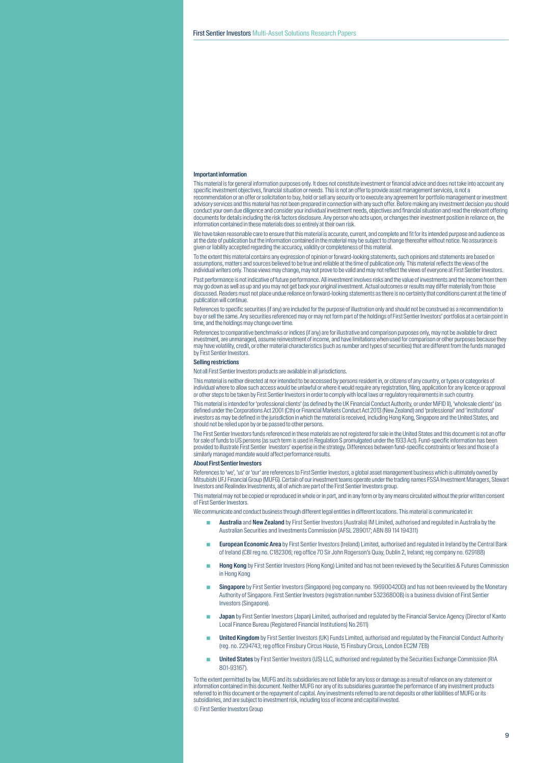## Important information

This material is for general information purposes only. It does not constitute investment or financial advice and does not take into account any specific investment objectives, financial situation or needs. This is not an offer to provide asset management services, is not a recommendation or an offer or solicitation to buy, hold or sell any security or to execute any agreement for portfolio management or investment advisory services and this material has not been prepared in connection with any such offer. Before making any investment decision you should conduct your own due diligence and consider your individual investment needs, objectives and financial situation and read the relevant offering documents for details including the risk factors disclosure. Any person who acts upon, or changes their investment position in reliance on, the information contained in these materials does so entirely at their own risk.

We have taken reasonable care to ensure that this material is accurate, current, and complete and fit for its intended purpose and audience as at the date of publication but the information contained in the material may be subject to change thereafter without notice. No assurance is given or liability accepted regarding the accuracy, validity or completeness of this material.

To the extent this material contains any expression of opinion or forward-looking statements, such opinions and statements are based on assumptions, matters and sources believed to be true and reliable at the time of publication only. This material reflects the views of the individual writers only. Those views may change, may not prove to be valid and may not reflect the views of everyone at First Sentier Investors.

Past performance is not indicative of future performance. All investment involves risks and the value of investments and the income from them may go down as well as up and you may not get back your original investment. Actual outcomes or results may differ materially from those discussed. Readers must not place undue reliance on forward-looking statements as there is no certainty that conditions current at the time of publication will continue.

References to specific securities (if any) are included for the purpose of illustration only and should not be construed as a recommendation to buy or sell the same. Any securities referenced may or may not form part of the holdings of First Sentier Investors' portfolios at a certain point in time, and the holdings may change over time.

References to comparative benchmarks or indices (if any) are for illustrative and comparison purposes only, may not be available for direct investment, are unmanaged, assume reinvestment of income, and have limitations when used for comparison or other purposes because they may have volatility, credit, or other material characteristics (such as number and types of securities) that are different from the funds managed by First Sentier Investors.

## Selling restrictions

Not all First Sentier Investors products are available in all jurisdictions.

This material is neither directed at nor intended to be accessed by persons resident in, or citizens of any country, or types or categories of individual where to allow such access would be unlawful or where it would require any registration, filing, application for any licence or approval or other steps to be taken by First Sentier Investors in order to comply with local laws or regulatory requirements in such country.

This material is intended for 'professional clients' (as defined by the UK Financial Conduct Authority, or under MiFID II), 'wholesale clients' (as defined under the Corporations Act 2001 (Cth) or Financial Markets Conduct Act 2013 (New Zealand) and 'professional' and 'institutional' investors as may be defined in the jurisdiction in which the material is received, including Hong Kong, Singapore and the United States, and should not be relied upon by or be passed to other persons.

The First Sentier Investors funds referenced in these materials are not registered for sale in the United States and this document is not an offer for sale of funds to US persons (as such term is used in Regulation S promulgated under the 1933 Act). Fund-specific information has been provided to illustrate First Sentier Investors' expertise in the strategy. Differences between fund-specific constraints or fees and those of a similarly managed mandate would affect performance results.

## About First Sentier Investors

References to 'we', 'us' or 'our' are references to First Sentier Investors, a global asset management business which is ultimately owned by Mitsubishi UFJ Financial Group (MUFG). Certain of our investment teams operate under the trading names FSSA Investment Managers, Stewart Investors and Realindex Investments, all of which are part of the First Sentier Investors group.

This material may not be copied or reproduced in whole or in part, and in any form or by any means circulated without the prior written consent of First Sentier Investors.

We communicate and conduct business through different legal entities in different locations. This material is communicated in:

- **Australia** and **New Zealand** by First Sentier Investors (Australia) IM Limited, authorised and regulated in Australia by the Australian Securities and Investments Commission (AFSL 289017; ABN 89 114 194311)
- **European Economic Area** by First Sentier Investors (Ireland) Limited, authorised and regulated in Ireland by the Central Bank of Ireland (CBI reg no. C182306; reg office 70 Sir John Rogerson's Quay, Dublin 2, Ireland; reg company no. 629188)
- **Hong Kong** by First Sentier Investors (Hong Kong) Limited and has not been reviewed by the Securities & Futures Commission in Hong Kong
- **Singapore** by First Sentier Investors (Singapore) (reg company no. 196900420D) and has not been reviewed by the Monetary Authority of Singapore. First Sentier Investors (registration number 53236800B) is a business division of First Sentier Investors (Singapore).
- **Japan** by First Sentier Investors (Japan) Limited, authorised and regulated by the Financial Service Agency (Director of Kanto Local Finance Bureau (Registered Financial Institutions) No.2611)
- **United Kingdom** by First Sentier Investors (UK) Funds Limited, authorised and regulated by the Financial Conduct Authority (reg. no. 2294743; reg office Finsbury Circus House, 15 Finsbury Circus, London EC2M 7EB)
- **United States** by First Sentier Investors (US) LLC, authorised and regulated by the Securities Exchange Commission (RIA 801-93167).

To the extent permitted by law, MUFG and its subsidiaries are not liable for any loss or damage as a result of reliance on any statement or information contained in this document. Neither MUFG nor any of its subsidiaries guarantee the performance of any investment products referred to in this document or the repayment of capital. Any investments referred to are not deposits or other liabilities of MUFG or its subsidiaries, and are subject to investment risk, including loss of income and capital invested.

© First Sentier Investors Group